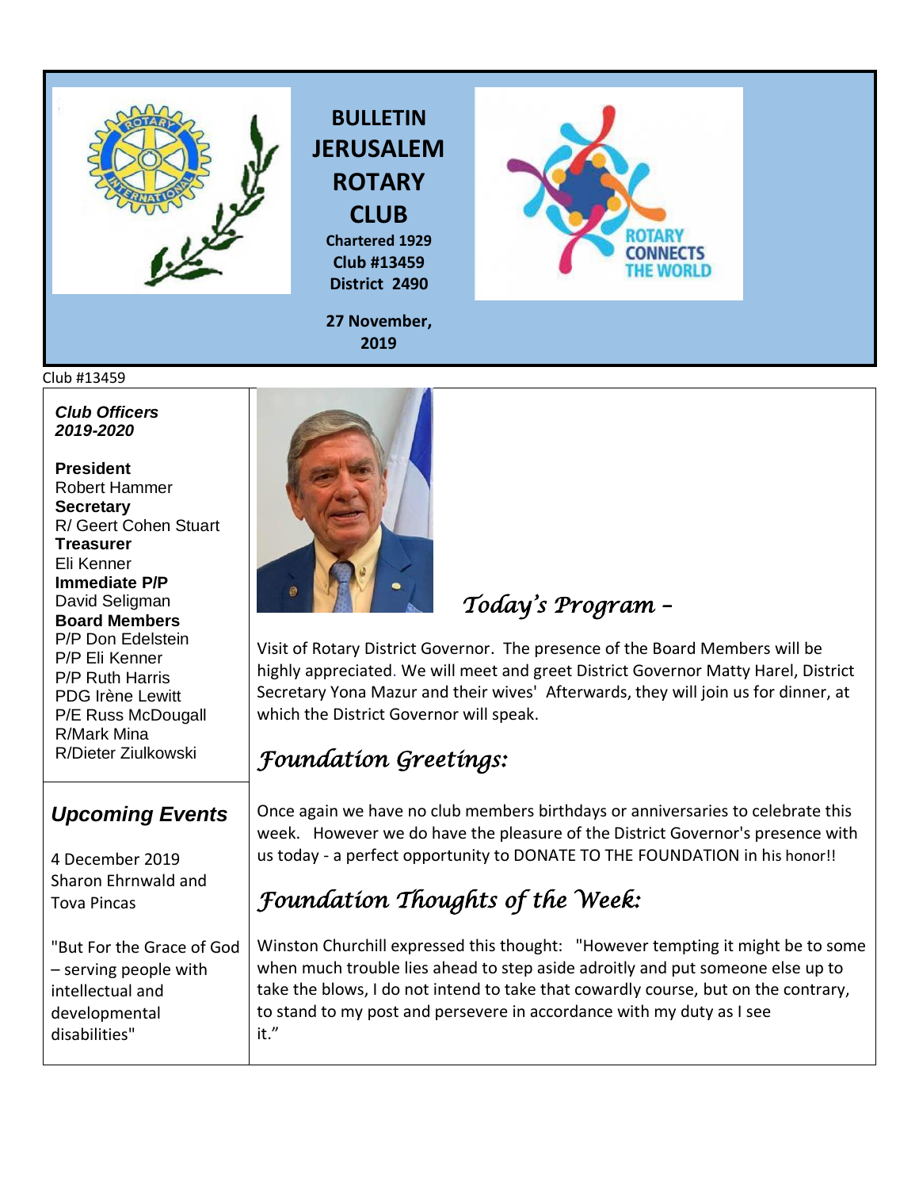# BULLETIN JERUSALEM ROTARY CLUB

**Chartered 1929**
**Club #13459**
**District 2490**

**27 November, 2019**

Club #13459

***Club Officers 2019-2020***

**President**
Robert Hammer
**Secretary**
R/ Geert Cohen Stuart
**Treasurer**
Eli Kenner
**Immediate P/P**
David Seligman
**Board Members**
P/P Don Edelstein
P/P Eli Kenner
P/P Ruth Harris
PDG Irène Lewitt
P/E Russ McDougall
R/Mark Mina
R/Dieter Ziulkowski

## *Upcoming Events*

4 December 2019
Sharon Ehrnwald and Tova Pincas

"But For the Grace of God – serving people with intellectual and developmental disabilities"

## *Today's Program –*

Visit of Rotary District Governor. The presence of the Board Members will be highly appreciated. We will meet and greet District Governor Matty Harel, District Secretary Yona Mazur and their wives' Afterwards, they will join us for dinner, at which the District Governor will speak.

## *Foundation Greetings:*

Once again we have no club members birthdays or anniversaries to celebrate this week. However we do have the pleasure of the District Governor's presence with us today - a perfect opportunity to DONATE TO THE FOUNDATION in his honor!!

## *Foundation Thoughts of the Week:*

Winston Churchill expressed this thought: "However tempting it might be to some when much trouble lies ahead to step aside adroitly and put someone else up to take the blows, I do not intend to take that cowardly course, but on the contrary, to stand to my post and persevere in accordance with my duty as I see it."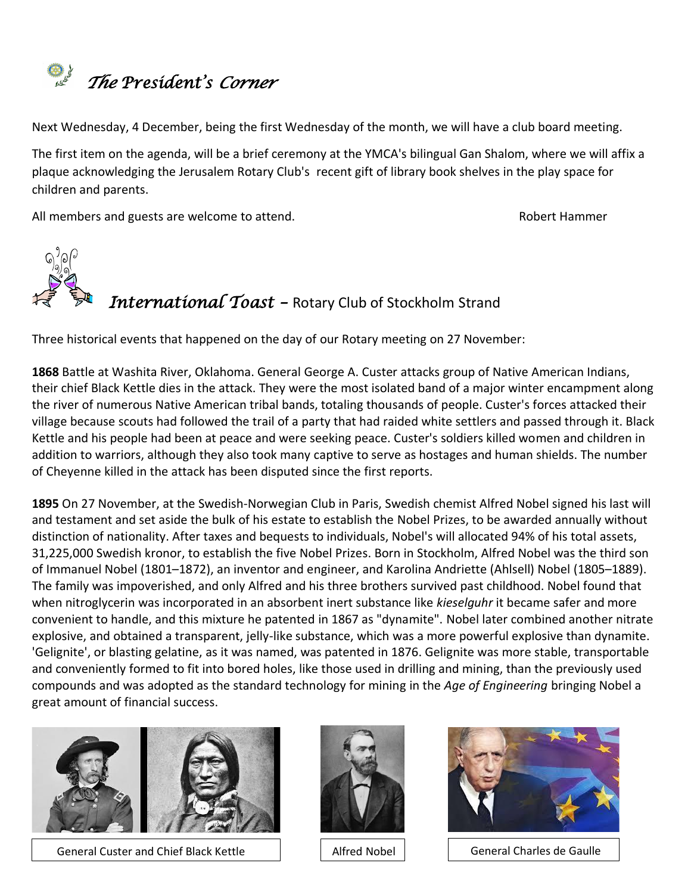## *The President's Corner*

Next Wednesday, 4 December, being the first Wednesday of the month, we will have a club board meeting.

The first item on the agenda, will be a brief ceremony at the YMCA's bilingual Gan Shalom, where we will affix a plaque acknowledging the Jerusalem Rotary Club's recent gift of library book shelves in the play space for children and parents.

All members and guests are welcome to attend.

Robert Hammer

## *International Toast* – Rotary Club of Stockholm Strand

Three historical events that happened on the day of our Rotary meeting on 27 November:

**1868** Battle at Washita River, Oklahoma. General George A. Custer attacks group of Native American Indians, their chief Black Kettle dies in the attack. They were the most isolated band of a major winter encampment along the river of numerous Native American tribal bands, totaling thousands of people. Custer's forces attacked their village because scouts had followed the trail of a party that had raided white settlers and passed through it. Black Kettle and his people had been at peace and were seeking peace. Custer's soldiers killed women and children in addition to warriors, although they also took many captive to serve as hostages and human shields. The number of Cheyenne killed in the attack has been disputed since the first reports.

**1895** On 27 November, at the Swedish-Norwegian Club in Paris, Swedish chemist Alfred Nobel signed his last will and testament and set aside the bulk of his estate to establish the Nobel Prizes, to be awarded annually without distinction of nationality. After taxes and bequests to individuals, Nobel's will allocated 94% of his total assets, 31,225,000 Swedish kronor, to establish the five Nobel Prizes. Born in Stockholm, Alfred Nobel was the third son of Immanuel Nobel (1801–1872), an inventor and engineer, and Karolina Andriette (Ahlsell) Nobel (1805–1889). The family was impoverished, and only Alfred and his three brothers survived past childhood. Nobel found that when nitroglycerin was incorporated in an absorbent inert substance like *kieselguhr* it became safer and more convenient to handle, and this mixture he patented in 1867 as "dynamite". Nobel later combined another nitrate explosive, and obtained a transparent, jelly-like substance, which was a more powerful explosive than dynamite. 'Gelignite', or blasting gelatine, as it was named, was patented in 1876. Gelignite was more stable, transportable and conveniently formed to fit into bored holes, like those used in drilling and mining, than the previously used compounds and was adopted as the standard technology for mining in the *Age of Engineering* bringing Nobel a great amount of financial success.

General Custer and Chief Black Kettle

Alfred Nobel

General Charles de Gaulle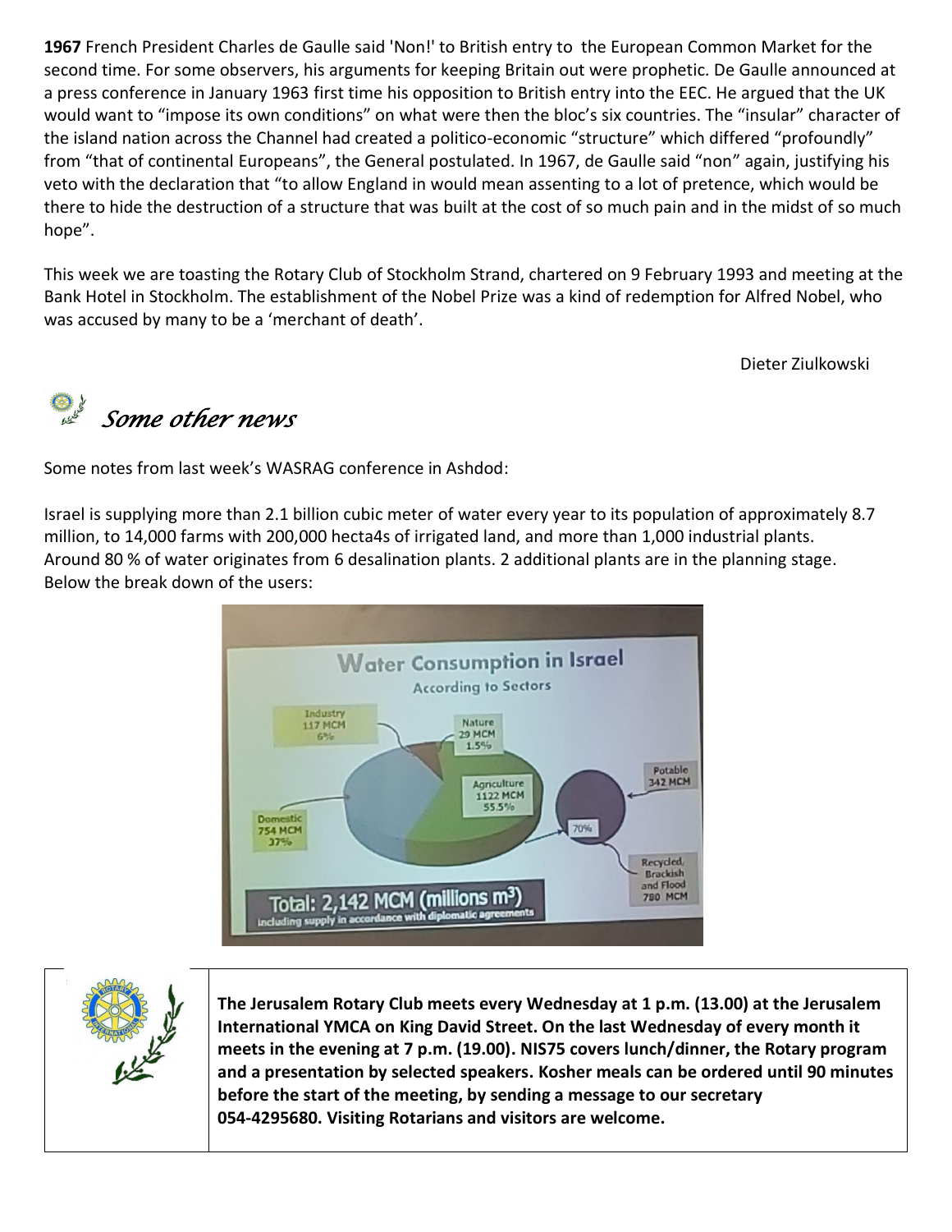**1967** French President Charles de Gaulle said 'Non!' to British entry to the European Common Market for the second time. For some observers, his arguments for keeping Britain out were prophetic. De Gaulle announced at a press conference in January 1963 first time his opposition to British entry into the EEC. He argued that the UK would want to "impose its own conditions" on what were then the bloc's six countries. The "insular" character of the island nation across the Channel had created a politico-economic "structure" which differed "profoundly" from "that of continental Europeans", the General postulated. In 1967, de Gaulle said "non" again, justifying his veto with the declaration that "to allow England in would mean assenting to a lot of pretence, which would be there to hide the destruction of a structure that was built at the cost of so much pain and in the midst of so much hope".

This week we are toasting the Rotary Club of Stockholm Strand, chartered on 9 February 1993 and meeting at the Bank Hotel in Stockholm. The establishment of the Nobel Prize was a kind of redemption for Alfred Nobel, who was accused by many to be a 'merchant of death'.

Dieter Ziulkowski

## *Some other news*

Some notes from last week's WASRAG conference in Ashdod:

Israel is supplying more than 2.1 billion cubic meter of water every year to its population of approximately 8.7 million, to 14,000 farms with 200,000 hecta4s of irrigated land, and more than 1,000 industrial plants. Around 80 % of water originates from 6 desalination plants. 2 additional plants are in the planning stage. Below the break down of the users:

Water Consumption in Israel
According to Sectors

Industry
117 MCM
6%

Nature
29 MCM
1.5%

Agriculture
1122 MCM
55.5%

Domestic
754 MCM
37%

Potable
342 MCM

70%

Recycled, Brackish and Flood
780 MCM

Total: 2,142 MCM (millions $m^3$)
including supply in accordance with diplomatic agreements

**The Jerusalem Rotary Club meets every Wednesday at 1 p.m. (13.00) at the Jerusalem International YMCA on King David Street. On the last Wednesday of every month it meets in the evening at 7 p.m. (19.00). NIS75 covers lunch/dinner, the Rotary program and a presentation by selected speakers. Kosher meals can be ordered until 90 minutes before the start of the meeting, by sending a message to our secretary 054-4295680. Visiting Rotarians and visitors are welcome.**